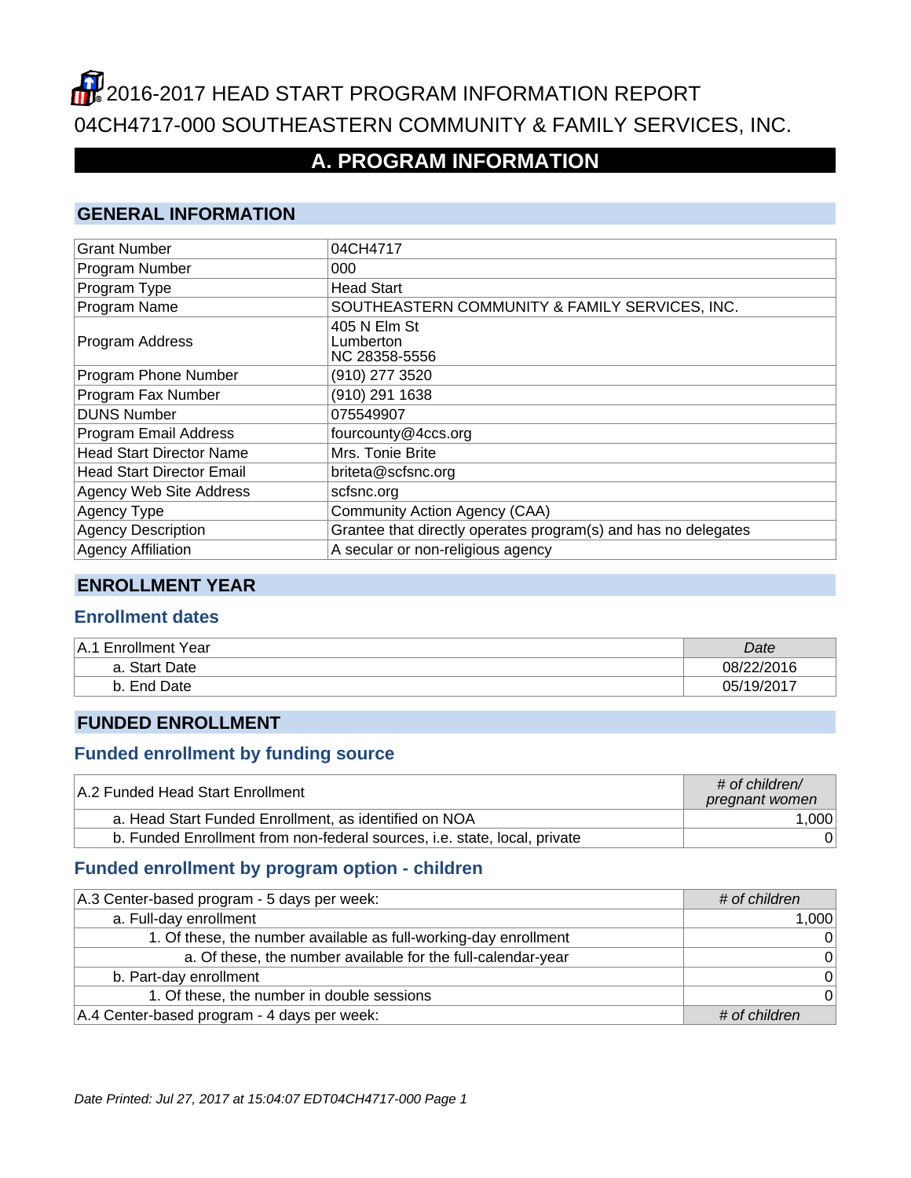# 2016-2017 HEAD START PROGRAM INFORMATION REPORT
# 04CH4717-000 SOUTHEASTERN COMMUNITY & FAMILY SERVICES, INC.

## A. PROGRAM INFORMATION

### GENERAL INFORMATION

| | |
|---|---|
| Grant Number | 04CH4717 |
| Program Number | 000 |
| Program Type | Head Start |
| Program Name | SOUTHEASTERN COMMUNITY & FAMILY SERVICES, INC. |
| Program Address | 405 N Elm St<br>Lumberton<br>NC 28358-5556 |
| Program Phone Number | (910) 277 3520 |
| Program Fax Number | (910) 291 1638 |
| DUNS Number | 075549907 |
| Program Email Address | fourcounty@4ccs.org |
| Head Start Director Name | Mrs. Tonie Brite |
| Head Start Director Email | briteta@scfsnc.org |
| Agency Web Site Address | scfsnc.org |
| Agency Type | Community Action Agency (CAA) |
| Agency Description | Grantee that directly operates program(s) and has no delegates |
| Agency Affiliation | A secular or non-religious agency |

### ENROLLMENT YEAR

#### Enrollment dates

| A.1 Enrollment Year | *Date* |
|---|---|
| a. Start Date | 08/22/2016 |
| b. End Date | 05/19/2017 |

### FUNDED ENROLLMENT

#### Funded enrollment by funding source

| A.2 Funded Head Start Enrollment | *# of children/ pregnant women* |
|---|---|
| a. Head Start Funded Enrollment, as identified on NOA | 1,000 |
| b. Funded Enrollment from non-federal sources, i.e. state, local, private | 0 |

#### Funded enrollment by program option - children

| A.3 Center-based program - 5 days per week: | *# of children* |
|---|---|
| a. Full-day enrollment | 1,000 |
| 1. Of these, the number available as full-working-day enrollment | 0 |
| a. Of these, the number available for the full-calendar-year | 0 |
| b. Part-day enrollment | 0 |
| 1. Of these, the number in double sessions | 0 |
| A.4 Center-based program - 4 days per week: | *# of children* |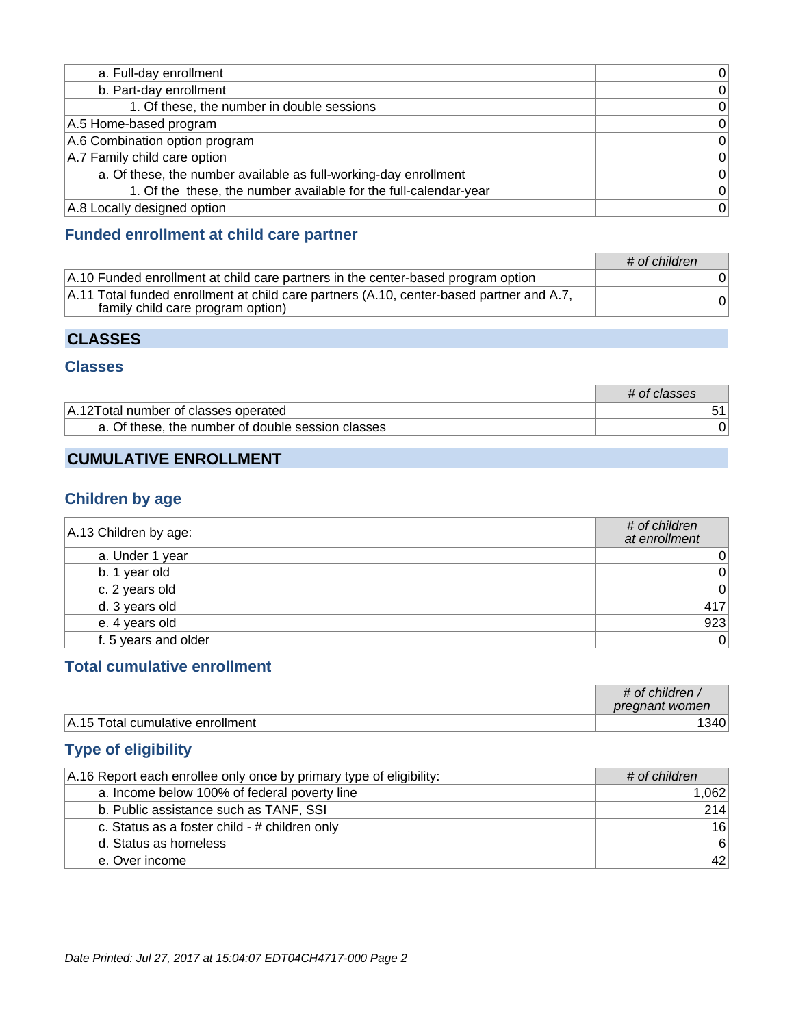| | |
|---|---|
| a. Full-day enrollment | 0 |
| b. Part-day enrollment | 0 |
| 1. Of these, the number in double sessions | 0 |
| A.5 Home-based program | 0 |
| A.6 Combination option program | 0 |
| A.7 Family child care option | 0 |
| a. Of these, the number available as full-working-day enrollment | 0 |
| 1. Of the these, the number available for the full-calendar-year | 0 |
| A.8 Locally designed option | 0 |

### Funded enrollment at child care partner

| | *# of children* |
|---|---|
| A.10 Funded enrollment at child care partners in the center-based program option | 0 |
| A.11 Total funded enrollment at child care partners (A.10, center-based partner and A.7, family child care program option) | 0 |

## CLASSES

### Classes

| | *# of classes* |
|---|---|
| A.12Total number of classes operated | 51 |
| a. Of these, the number of double session classes | 0 |

## CUMULATIVE ENROLLMENT

### Children by age

| A.13 Children by age: | *# of children at enrollment* |
|---|---|
| a. Under 1 year | 0 |
| b. 1 year old | 0 |
| c. 2 years old | 0 |
| d. 3 years old | 417 |
| e. 4 years old | 923 |
| f. 5 years and older | 0 |

### Total cumulative enrollment

| | *# of children / pregnant women* |
|---|---|
| A.15 Total cumulative enrollment | 1340 |

### Type of eligibility

| A.16 Report each enrollee only once by primary type of eligibility: | *# of children* |
|---|---|
| a. Income below 100% of federal poverty line | 1,062 |
| b. Public assistance such as TANF, SSI | 214 |
| c. Status as a foster child - # children only | 16 |
| d. Status as homeless | 6 |
| e. Over income | 42 |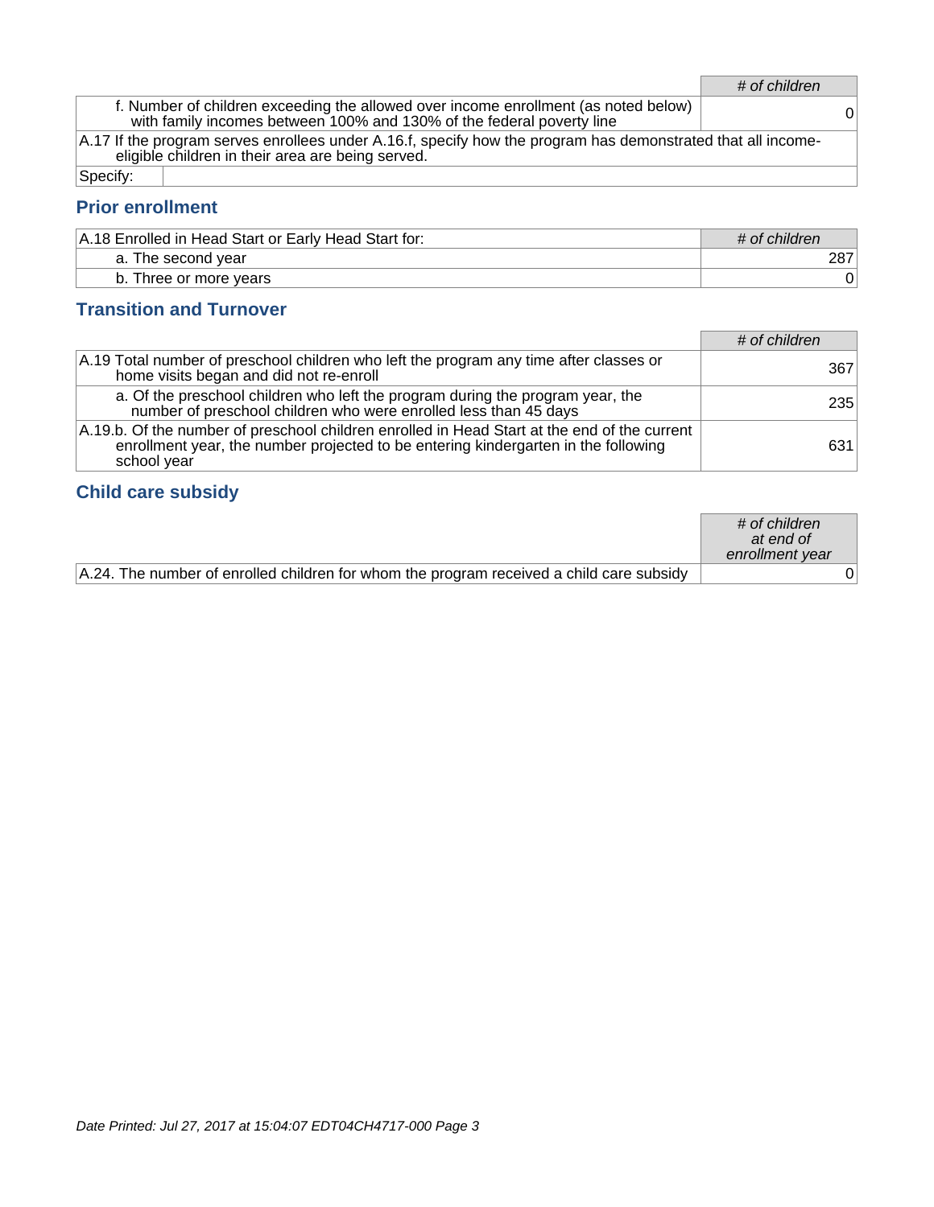| | # of children |
|---|---|
| f. Number of children exceeding the allowed over income enrollment (as noted below) with family incomes between 100% and 130% of the federal poverty line | 0 |

| A.17 If the program serves enrollees under A.16.f, specify how the program has demonstrated that all income-eligible children in their area are being served. | |
|---|---|
| Specify: | |

## Prior enrollment

| A.18 Enrolled in Head Start or Early Head Start for: | # of children |
|---|---|
| a. The second year | 287 |
| b. Three or more years | 0 |

## Transition and Turnover

| | # of children |
|---|---|
| A.19 Total number of preschool children who left the program any time after classes or home visits began and did not re-enroll | 367 |
| a. Of the preschool children who left the program during the program year, the number of preschool children who were enrolled less than 45 days | 235 |
| A.19.b. Of the number of preschool children enrolled in Head Start at the end of the current enrollment year, the number projected to be entering kindergarten in the following school year | 631 |

## Child care subsidy

| | # of children at end of enrollment year |
|---|---|
| A.24. The number of enrolled children for whom the program received a child care subsidy | 0 |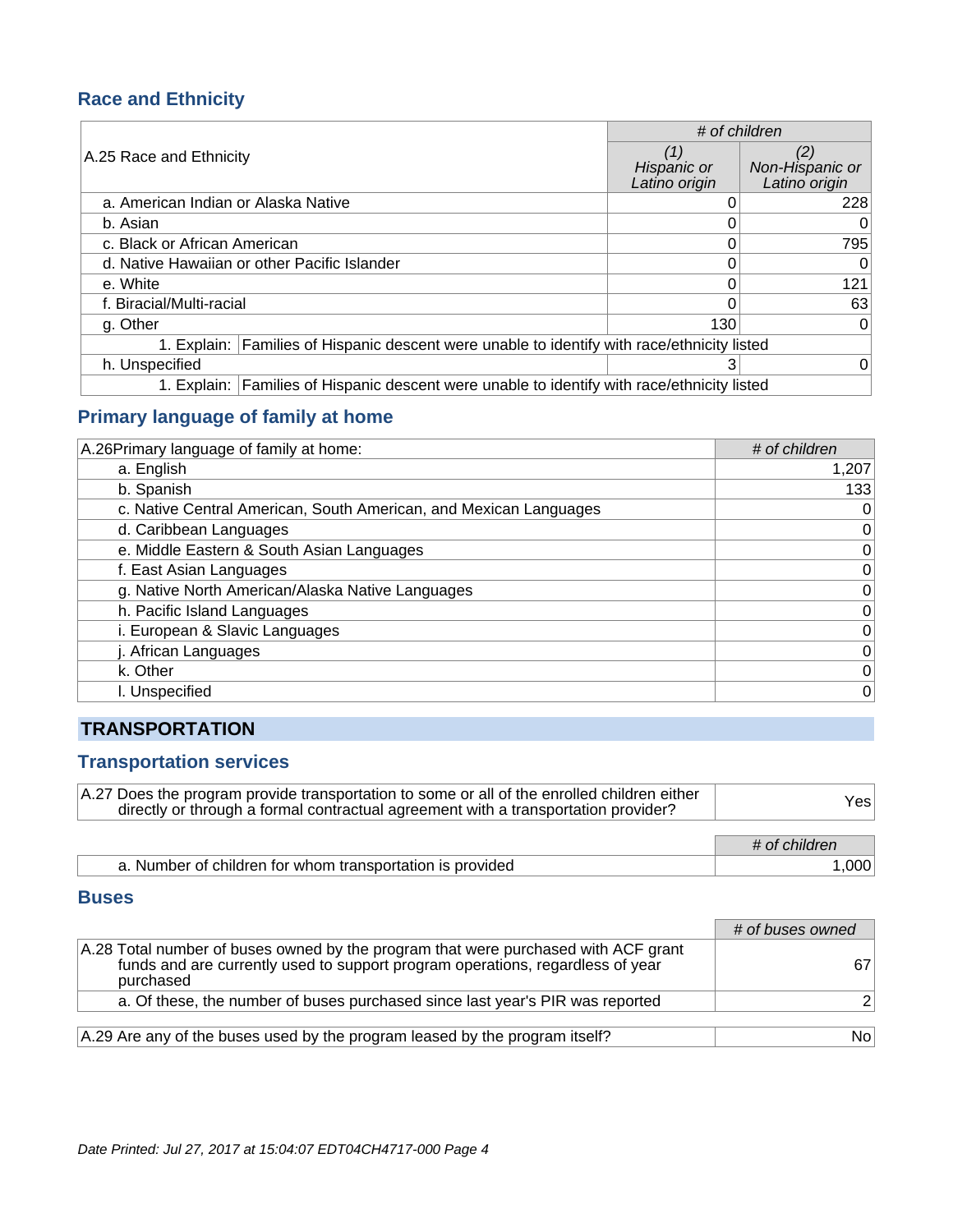## Race and Ethnicity

| A.25 Race and Ethnicity | # of children | |
|---|---|---|
| | (1) Hispanic or Latino origin | (2) Non-Hispanic or Latino origin |
| a. American Indian or Alaska Native | 0 | 228 |
| b. Asian | 0 | 0 |
| c. Black or African American | 0 | 795 |
| d. Native Hawaiian or other Pacific Islander | 0 | 0 |
| e. White | 0 | 121 |
| f. Biracial/Multi-racial | 0 | 63 |
| g. Other | 130 | 0 |
| 1. Explain: Families of Hispanic descent were unable to identify with race/ethnicity listed | | |
| h. Unspecified | 3 | 0 |
| 1. Explain: Families of Hispanic descent were unable to identify with race/ethnicity listed | | |

## Primary language of family at home

| A.26Primary language of family at home: | # of children |
|---|---|
| a. English | 1,207 |
| b. Spanish | 133 |
| c. Native Central American, South American, and Mexican Languages | 0 |
| d. Caribbean Languages | 0 |
| e. Middle Eastern & South Asian Languages | 0 |
| f. East Asian Languages | 0 |
| g. Native North American/Alaska Native Languages | 0 |
| h. Pacific Island Languages | 0 |
| i. European & Slavic Languages | 0 |
| j. African Languages | 0 |
| k. Other | 0 |
| l. Unspecified | 0 |

# TRANSPORTATION

## Transportation services

| A.27 Does the program provide transportation to some or all of the enrolled children either directly or through a formal contractual agreement with a transportation provider? | Yes |
|---|---|

| | # of children |
|---|---|
| a. Number of children for whom transportation is provided | 1,000 |

## Buses

| | # of buses owned |
|---|---|
| A.28 Total number of buses owned by the program that were purchased with ACF grant funds and are currently used to support program operations, regardless of year purchased | 67 |
| a. Of these, the number of buses purchased since last year's PIR was reported | 2 |

| A.29 Are any of the buses used by the program leased by the program itself? | No |
|---|---|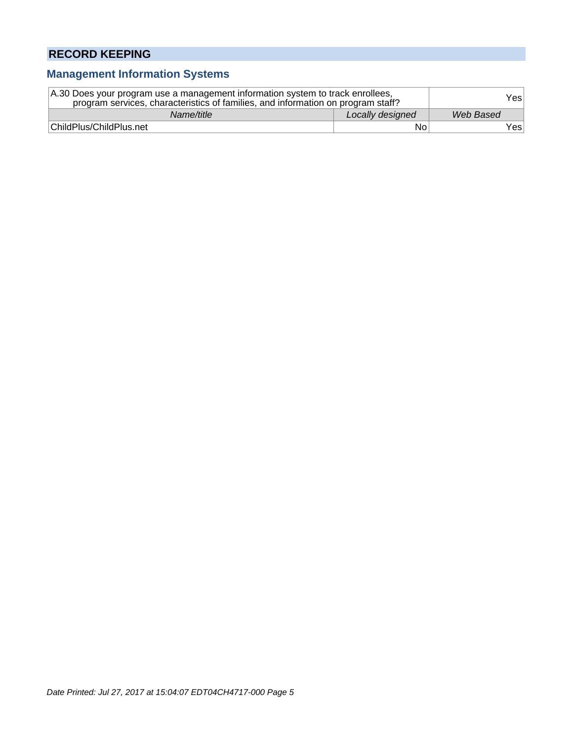# RECORD KEEPING

## Management Information Systems

| A.30 Does your program use a management information system to track enrollees, program services, characteristics of families, and information on program staff? | | Yes |
|---|---|---|
| *Name/title* | *Locally designed* | *Web Based* |
| ChildPlus/ChildPlus.net | No | Yes |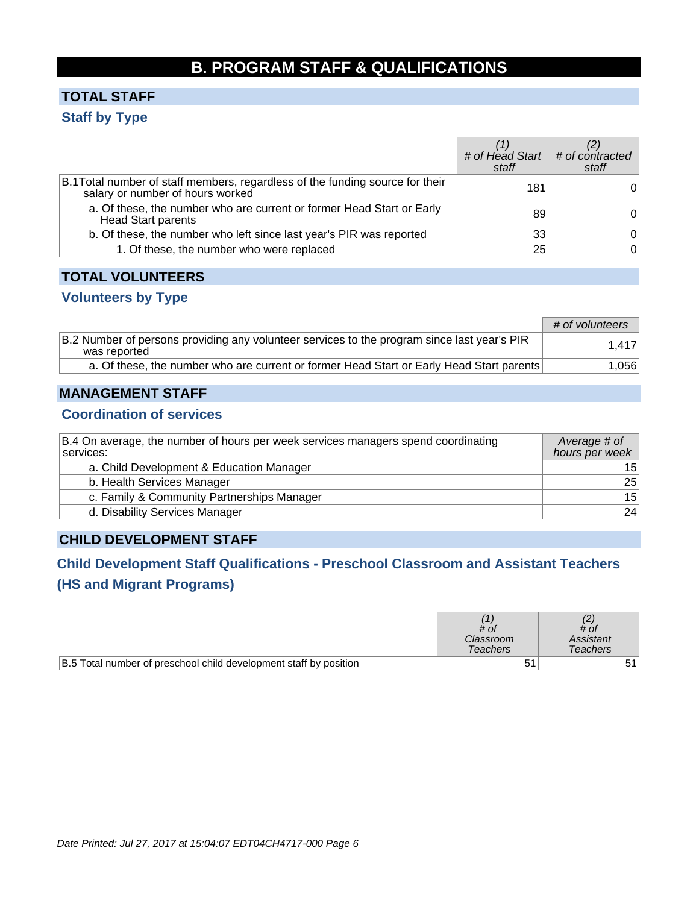# B. PROGRAM STAFF & QUALIFICATIONS

## TOTAL STAFF

### Staff by Type

| | (1) # of Head Start staff | (2) # of contracted staff |
|---|---|---|
| B.1Total number of staff members, regardless of the funding source for their salary or number of hours worked | 181 | 0 |
| a. Of these, the number who are current or former Head Start or Early Head Start parents | 89 | 0 |
| b. Of these, the number who left since last year's PIR was reported | 33 | 0 |
| 1. Of these, the number who were replaced | 25 | 0 |

## TOTAL VOLUNTEERS

### Volunteers by Type

| | # of volunteers |
|---|---|
| B.2 Number of persons providing any volunteer services to the program since last year's PIR was reported | 1,417 |
| a. Of these, the number who are current or former Head Start or Early Head Start parents | 1,056 |

## MANAGEMENT STAFF

### Coordination of services

| B.4 On average, the number of hours per week services managers spend coordinating services: | Average # of hours per week |
|---|---|
| a. Child Development & Education Manager | 15 |
| b. Health Services Manager | 25 |
| c. Family & Community Partnerships Manager | 15 |
| d. Disability Services Manager | 24 |

## CHILD DEVELOPMENT STAFF

### Child Development Staff Qualifications - Preschool Classroom and Assistant Teachers (HS and Migrant Programs)

| | (1) # of Classroom Teachers | (2) # of Assistant Teachers |
|---|---|---|
| B.5 Total number of preschool child development staff by position | 51 | 51 |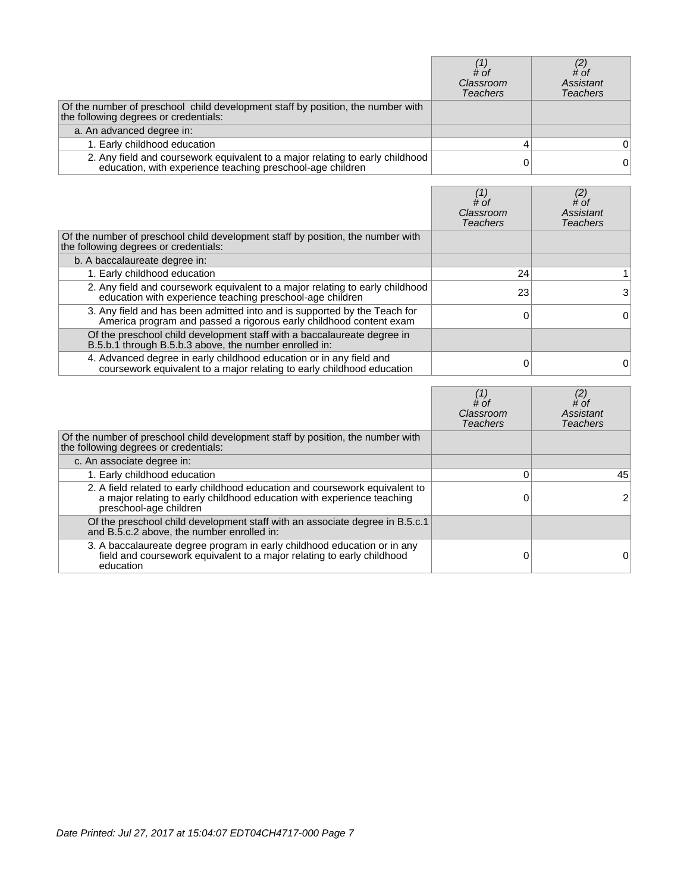| | (1) # of Classroom Teachers | (2) # of Assistant Teachers |
|---|---|---|
| Of the number of preschool child development staff by position, the number with the following degrees or credentials: | | |
| a. An advanced degree in: | | |
| 1. Early childhood education | 4 | 0 |
| 2. Any field and coursework equivalent to a major relating to early childhood education, with experience teaching preschool-age children | 0 | 0 |

| | (1) # of Classroom Teachers | (2) # of Assistant Teachers |
|---|---|---|
| Of the number of preschool child development staff by position, the number with the following degrees or credentials: | | |
| b. A baccalaureate degree in: | | |
| 1. Early childhood education | 24 | 1 |
| 2. Any field and coursework equivalent to a major relating to early childhood education with experience teaching preschool-age children | 23 | 3 |
| 3. Any field and has been admitted into and is supported by the Teach for America program and passed a rigorous early childhood content exam | 0 | 0 |
| Of the preschool child development staff with a baccalaureate degree in B.5.b.1 through B.5.b.3 above, the number enrolled in: | | |
| 4. Advanced degree in early childhood education or in any field and coursework equivalent to a major relating to early childhood education | 0 | 0 |

| | (1) # of Classroom Teachers | (2) # of Assistant Teachers |
|---|---|---|
| Of the number of preschool child development staff by position, the number with the following degrees or credentials: | | |
| c. An associate degree in: | | |
| 1. Early childhood education | 0 | 45 |
| 2. A field related to early childhood education and coursework equivalent to a major relating to early childhood education with experience teaching preschool-age children | 0 | 2 |
| Of the preschool child development staff with an associate degree in B.5.c.1 and B.5.c.2 above, the number enrolled in: | | |
| 3. A baccalaureate degree program in early childhood education or in any field and coursework equivalent to a major relating to early childhood education | 0 | 0 |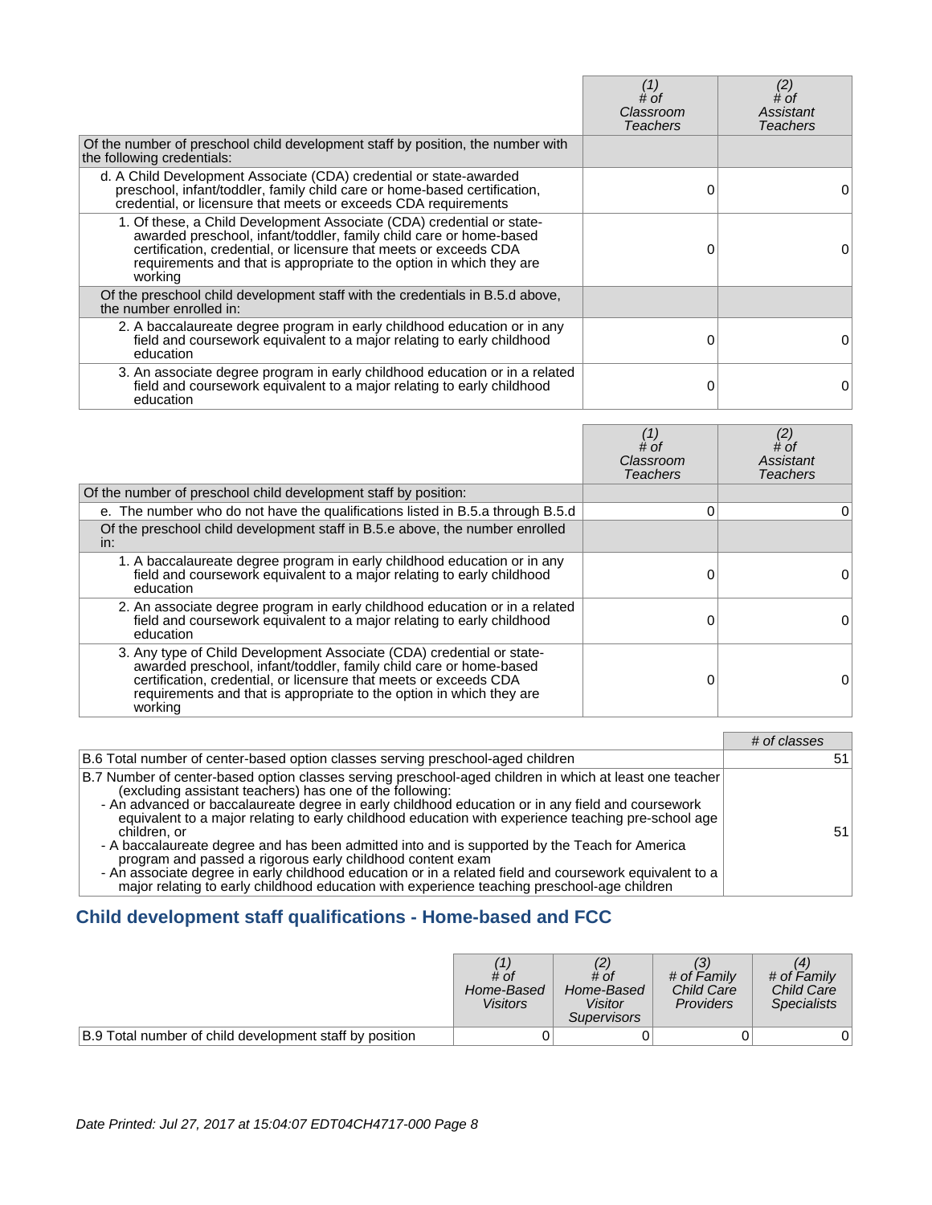| | (1) # of Classroom Teachers | (2) # of Assistant Teachers |
|---|---|---|
| Of the number of preschool child development staff by position, the number with the following credentials: | | |
| d. A Child Development Associate (CDA) credential or state-awarded preschool, infant/toddler, family child care or home-based certification, credential, or licensure that meets or exceeds CDA requirements | 0 | 0 |
| 1. Of these, a Child Development Associate (CDA) credential or state-awarded preschool, infant/toddler, family child care or home-based certification, credential, or licensure that meets or exceeds CDA requirements and that is appropriate to the option in which they are working | 0 | 0 |
| Of the preschool child development staff with the credentials in B.5.d above, the number enrolled in: | | |
| 2. A baccalaureate degree program in early childhood education or in any field and coursework equivalent to a major relating to early childhood education | 0 | 0 |
| 3. An associate degree program in early childhood education or in a related field and coursework equivalent to a major relating to early childhood education | 0 | 0 |

| | (1) # of Classroom Teachers | (2) # of Assistant Teachers |
|---|---|---|
| Of the number of preschool child development staff by position: | | |
| e. The number who do not have the qualifications listed in B.5.a through B.5.d | 0 | 0 |
| Of the preschool child development staff in B.5.e above, the number enrolled in: | | |
| 1. A baccalaureate degree program in early childhood education or in any field and coursework equivalent to a major relating to early childhood education | 0 | 0 |
| 2. An associate degree program in early childhood education or in a related field and coursework equivalent to a major relating to early childhood education | 0 | 0 |
| 3. Any type of Child Development Associate (CDA) credential or state-awarded preschool, infant/toddler, family child care or home-based certification, credential, or licensure that meets or exceeds CDA requirements and that is appropriate to the option in which they are working | 0 | 0 |

| | # of classes |
|---|---|
| B.6 Total number of center-based option classes serving preschool-aged children | 51 |
| B.7 Number of center-based option classes serving preschool-aged children in which at least one teacher (excluding assistant teachers) has one of the following:<br>- An advanced or baccalaureate degree in early childhood education or in any field and coursework equivalent to a major relating to early childhood education with experience teaching pre-school age children, or<br>- A baccalaureate degree and has been admitted into and is supported by the Teach for America program and passed a rigorous early childhood content exam<br>- An associate degree in early childhood education or in a related field and coursework equivalent to a major relating to early childhood education with experience teaching preschool-age children | 51 |

## Child development staff qualifications - Home-based and FCC

| | (1) # of Home-Based Visitors | (2) # of Home-Based Visitor Supervisors | (3) # of Family Child Care Providers | (4) # of Family Child Care Specialists |
|---|---|---|---|---|
| B.9 Total number of child development staff by position | 0 | 0 | 0 | 0 |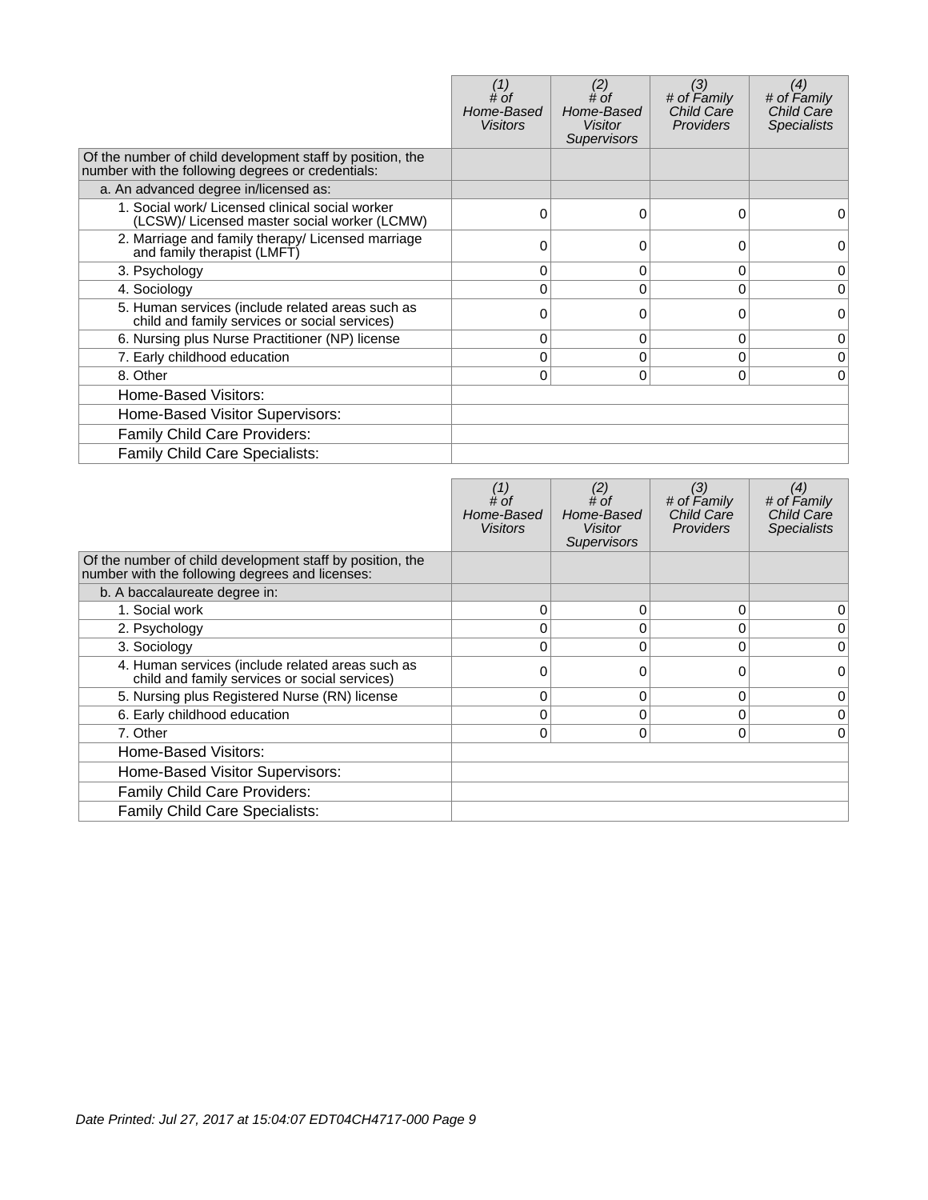| | (1) # of Home-Based Visitors | (2) # of Home-Based Visitor Supervisors | (3) # of Family Child Care Providers | (4) # of Family Child Care Specialists |
|---|---|---|---|---|
| Of the number of child development staff by position, the number with the following degrees or credentials: | | | | |
| a. An advanced degree in/licensed as: | | | | |
| 1. Social work/ Licensed clinical social worker (LCSW)/ Licensed master social worker (LCMW) | 0 | 0 | 0 | 0 |
| 2. Marriage and family therapy/ Licensed marriage and family therapist (LMFT) | 0 | 0 | 0 | 0 |
| 3. Psychology | 0 | 0 | 0 | 0 |
| 4. Sociology | 0 | 0 | 0 | 0 |
| 5. Human services (include related areas such as child and family services or social services) | 0 | 0 | 0 | 0 |
| 6. Nursing plus Nurse Practitioner (NP) license | 0 | 0 | 0 | 0 |
| 7. Early childhood education | 0 | 0 | 0 | 0 |
| 8. Other | 0 | 0 | 0 | 0 |
| Home-Based Visitors: | | | | |
| Home-Based Visitor Supervisors: | | | | |
| Family Child Care Providers: | | | | |
| Family Child Care Specialists: | | | | |

| | (1) # of Home-Based Visitors | (2) # of Home-Based Visitor Supervisors | (3) # of Family Child Care Providers | (4) # of Family Child Care Specialists |
|---|---|---|---|---|
| Of the number of child development staff by position, the number with the following degrees and licenses: | | | | |
| b. A baccalaureate degree in: | | | | |
| 1. Social work | 0 | 0 | 0 | 0 |
| 2. Psychology | 0 | 0 | 0 | 0 |
| 3. Sociology | 0 | 0 | 0 | 0 |
| 4. Human services (include related areas such as child and family services or social services) | 0 | 0 | 0 | 0 |
| 5. Nursing plus Registered Nurse (RN) license | 0 | 0 | 0 | 0 |
| 6. Early childhood education | 0 | 0 | 0 | 0 |
| 7. Other | 0 | 0 | 0 | 0 |
| Home-Based Visitors: | | | | |
| Home-Based Visitor Supervisors: | | | | |
| Family Child Care Providers: | | | | |
| Family Child Care Specialists: | | | | |

*Date Printed: Jul 27, 2017 at 15:04:07 EDT04CH4717-000*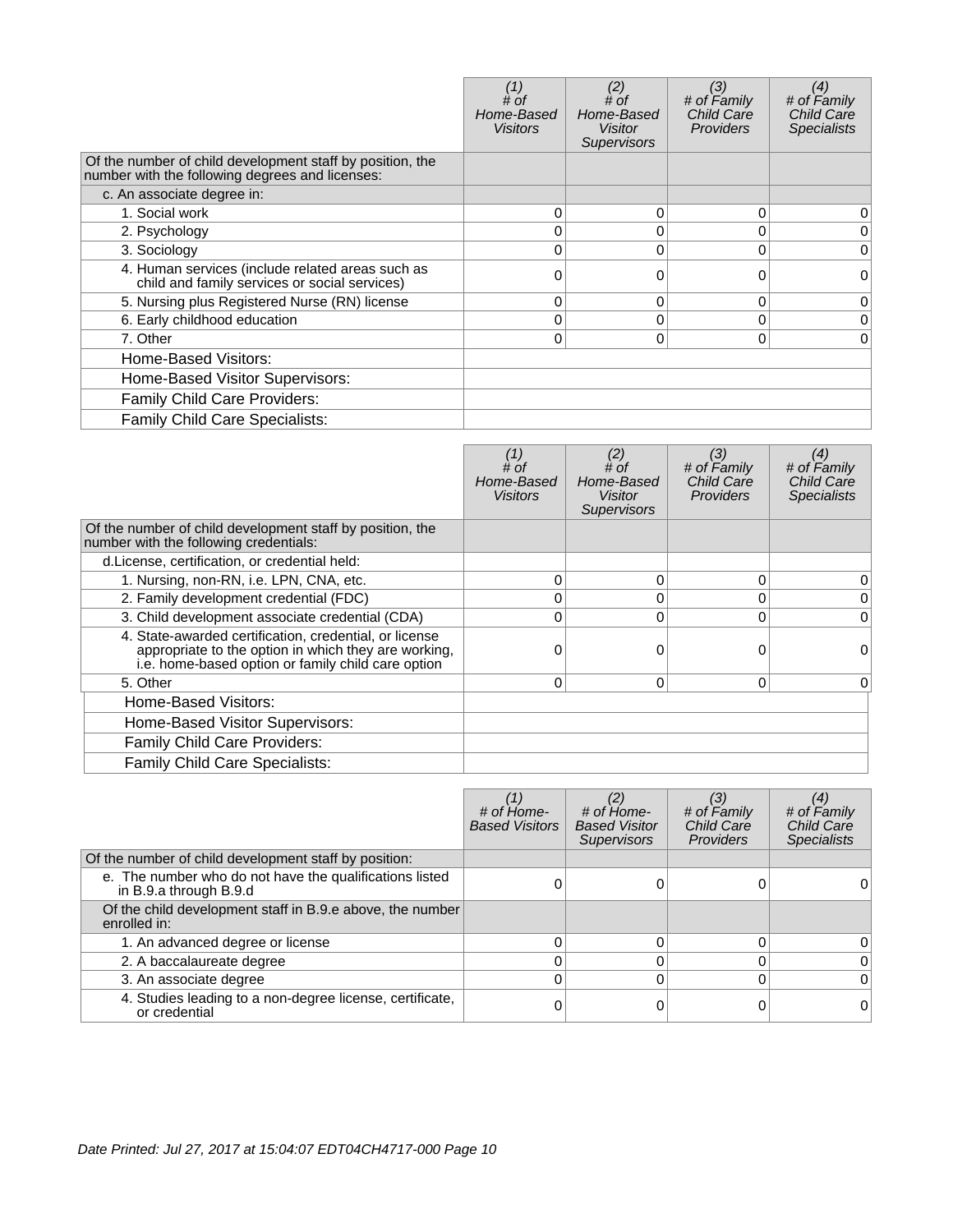| | (1) # of Home-Based Visitors | (2) # of Home-Based Visitor Supervisors | (3) # of Family Child Care Providers | (4) # of Family Child Care Specialists |
|---|---|---|---|---|
| Of the number of child development staff by position, the number with the following degrees and licenses: | | | | |
| c. An associate degree in: | | | | |
| 1. Social work | 0 | 0 | 0 | 0 |
| 2. Psychology | 0 | 0 | 0 | 0 |
| 3. Sociology | 0 | 0 | 0 | 0 |
| 4. Human services (include related areas such as child and family services or social services) | 0 | 0 | 0 | 0 |
| 5. Nursing plus Registered Nurse (RN) license | 0 | 0 | 0 | 0 |
| 6. Early childhood education | 0 | 0 | 0 | 0 |
| 7. Other | 0 | 0 | 0 | 0 |
| Home-Based Visitors: | | | | |
| Home-Based Visitor Supervisors: | | | | |
| Family Child Care Providers: | | | | |
| Family Child Care Specialists: | | | | |

| | (1) # of Home-Based Visitors | (2) # of Home-Based Visitor Supervisors | (3) # of Family Child Care Providers | (4) # of Family Child Care Specialists |
|---|---|---|---|---|
| Of the number of child development staff by position, the number with the following credentials: | | | | |
| d.License, certification, or credential held: | | | | |
| 1. Nursing, non-RN, i.e. LPN, CNA, etc. | 0 | 0 | 0 | 0 |
| 2. Family development credential (FDC) | 0 | 0 | 0 | 0 |
| 3. Child development associate credential (CDA) | 0 | 0 | 0 | 0 |
| 4. State-awarded certification, credential, or license appropriate to the option in which they are working, i.e. home-based option or family child care option | 0 | 0 | 0 | 0 |
| 5. Other | 0 | 0 | 0 | 0 |
| Home-Based Visitors: | | | | |
| Home-Based Visitor Supervisors: | | | | |
| Family Child Care Providers: | | | | |
| Family Child Care Specialists: | | | | |

| | (1) # of Home-Based Visitors | (2) # of Home-Based Visitor Supervisors | (3) # of Family Child Care Providers | (4) # of Family Child Care Specialists |
|---|---|---|---|---|
| Of the number of child development staff by position: | | | | |
| e. The number who do not have the qualifications listed in B.9.a through B.9.d | 0 | 0 | 0 | 0 |
| Of the child development staff in B.9.e above, the number enrolled in: | | | | |
| 1. An advanced degree or license | 0 | 0 | 0 | 0 |
| 2. A baccalaureate degree | 0 | 0 | 0 | 0 |
| 3. An associate degree | 0 | 0 | 0 | 0 |
| 4. Studies leading to a non-degree license, certificate, or credential | 0 | 0 | 0 | 0 |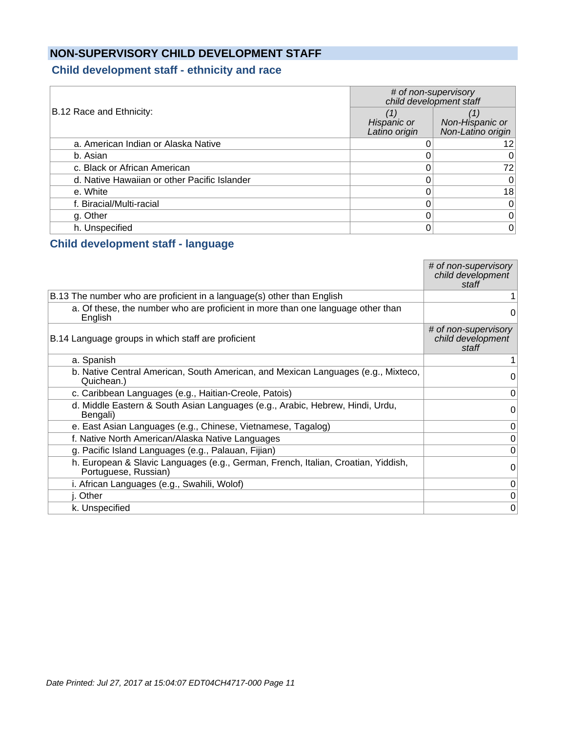## NON-SUPERVISORY CHILD DEVELOPMENT STAFF

### Child development staff - ethnicity and race

| B.12 Race and Ethnicity: | # of non-supervisory child development staff | |
|---|---|---|
| | (1) Hispanic or Latino origin | (1) Non-Hispanic or Non-Latino origin |
| a. American Indian or Alaska Native | 0 | 12 |
| b. Asian | 0 | 0 |
| c. Black or African American | 0 | 72 |
| d. Native Hawaiian or other Pacific Islander | 0 | 0 |
| e. White | 0 | 18 |
| f. Biracial/Multi-racial | 0 | 0 |
| g. Other | 0 | 0 |
| h. Unspecified | 0 | 0 |

### Child development staff - language

| | # of non-supervisory child development staff |
|---|---|
| B.13 The number who are proficient in a language(s) other than English | 1 |
| a. Of these, the number who are proficient in more than one language other than English | 0 |
| B.14 Language groups in which staff are proficient | # of non-supervisory child development staff |
| a. Spanish | 1 |
| b. Native Central American, South American, and Mexican Languages (e.g., Mixteco, Quichean.) | 0 |
| c. Caribbean Languages (e.g., Haitian-Creole, Patois) | 0 |
| d. Middle Eastern & South Asian Languages (e.g., Arabic, Hebrew, Hindi, Urdu, Bengali) | 0 |
| e. East Asian Languages (e.g., Chinese, Vietnamese, Tagalog) | 0 |
| f. Native North American/Alaska Native Languages | 0 |
| g. Pacific Island Languages (e.g., Palauan, Fijian) | 0 |
| h. European & Slavic Languages (e.g., German, French, Italian, Croatian, Yiddish, Portuguese, Russian) | 0 |
| i. African Languages (e.g., Swahili, Wolof) | 0 |
| j. Other | 0 |
| k. Unspecified | 0 |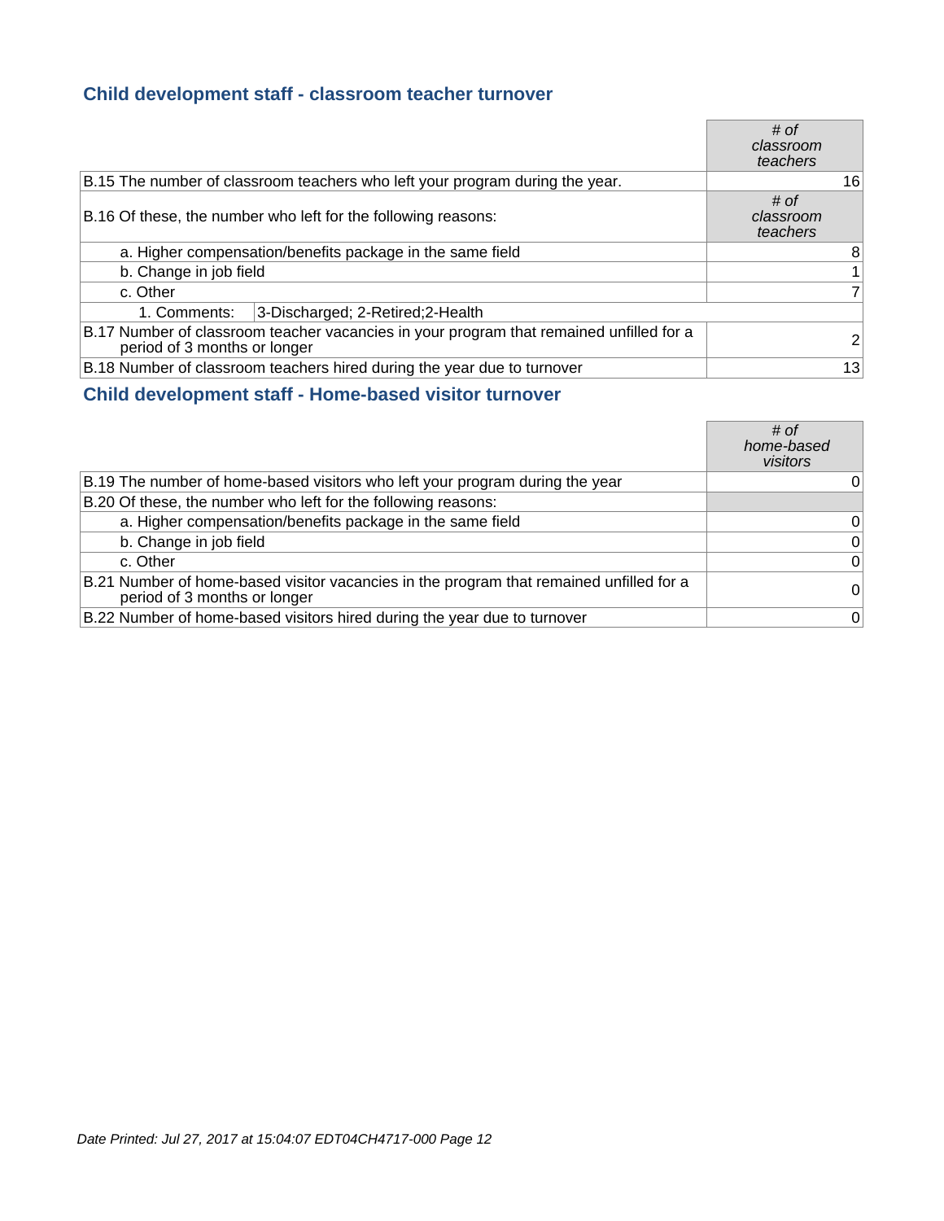## Child development staff - classroom teacher turnover

| | *# of classroom teachers* |
|---|---|
| B.15 The number of classroom teachers who left your program during the year. | 16 |
| B.16 Of these, the number who left for the following reasons: | *# of classroom teachers* |
| a. Higher compensation/benefits package in the same field | 8 |
| b. Change in job field | 1 |
| c. Other | 7 |
| 1. Comments: 3-Discharged; 2-Retired;2-Health | |
| B.17 Number of classroom teacher vacancies in your program that remained unfilled for a period of 3 months or longer | 2 |
| B.18 Number of classroom teachers hired during the year due to turnover | 13 |

## Child development staff - Home-based visitor turnover

| | *# of home-based visitors* |
|---|---|
| B.19 The number of home-based visitors who left your program during the year | 0 |
| B.20 Of these, the number who left for the following reasons: | |
| a. Higher compensation/benefits package in the same field | 0 |
| b. Change in job field | 0 |
| c. Other | 0 |
| B.21 Number of home-based visitor vacancies in the program that remained unfilled for a period of 3 months or longer | 0 |
| B.22 Number of home-based visitors hired during the year due to turnover | 0 |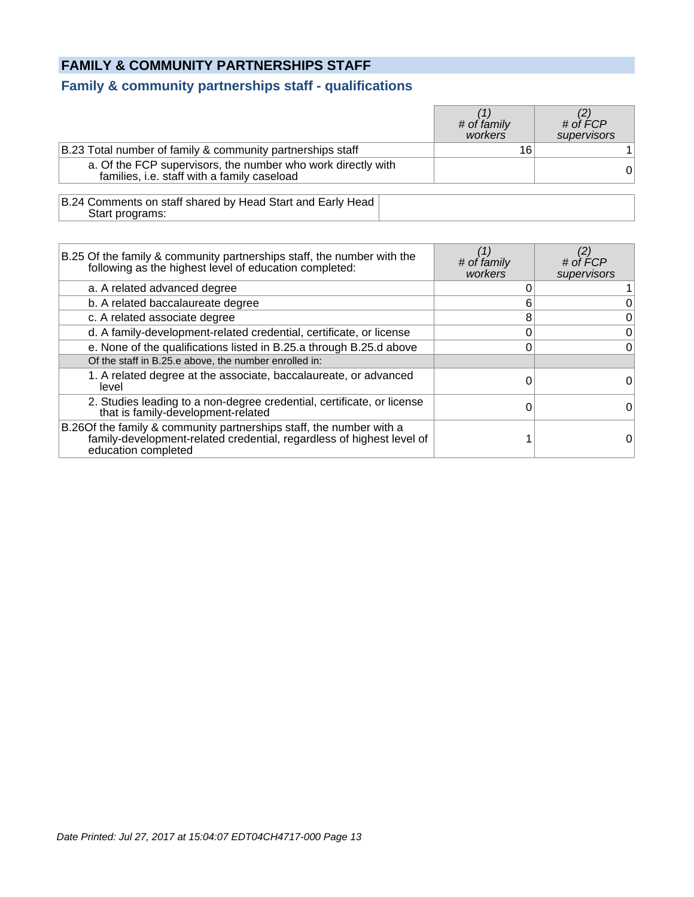## FAMILY & COMMUNITY PARTNERSHIPS STAFF

### Family & community partnerships staff - qualifications

| | *(1) # of family workers* | *(2) # of FCP supervisors* |
|---|---|---|
| B.23 Total number of family & community partnerships staff | 16 | 1 |
| a. Of the FCP supervisors, the number who work directly with families, i.e. staff with a family caseload | | 0 |

| B.24 Comments on staff shared by Head Start and Early Head Start programs: | |
|---|---|

| B.25 Of the family & community partnerships staff, the number with the following as the highest level of education completed: | *(1) # of family workers* | *(2) # of FCP supervisors* |
|---|---|---|
| a. A related advanced degree | 0 | 1 |
| b. A related baccalaureate degree | 6 | 0 |
| c. A related associate degree | 8 | 0 |
| d. A family-development-related credential, certificate, or license | 0 | 0 |
| e. None of the qualifications listed in B.25.a through B.25.d above | 0 | 0 |
| Of the staff in B.25.e above, the number enrolled in: | | |
| 1. A related degree at the associate, baccalaureate, or advanced level | 0 | 0 |
| 2. Studies leading to a non-degree credential, certificate, or license that is family-development-related | 0 | 0 |
| B.26 Of the family & community partnerships staff, the number with a family-development-related credential, regardless of highest level of education completed | 1 | 0 |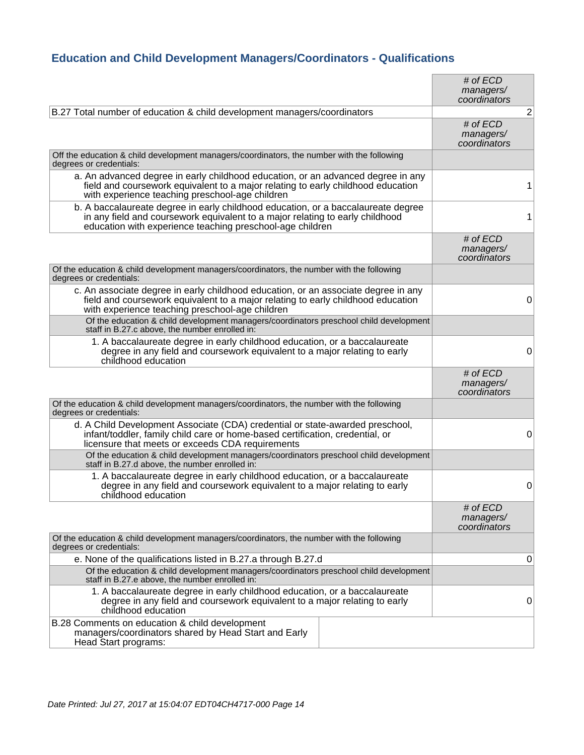## Education and Child Development Managers/Coordinators - Qualifications

| | # of ECD managers/ coordinators |
|---|---|
| B.27 Total number of education & child development managers/coordinators | 2 |
| | # of ECD managers/ coordinators |
| Off the education & child development managers/coordinators, the number with the following degrees or credentials: | |
| a. An advanced degree in early childhood education, or an advanced degree in any field and coursework equivalent to a major relating to early childhood education with experience teaching preschool-age children | 1 |
| b. A baccalaureate degree in early childhood education, or a baccalaureate degree in any field and coursework equivalent to a major relating to early childhood education with experience teaching preschool-age children | 1 |
| | # of ECD managers/ coordinators |
| Of the education & child development managers/coordinators, the number with the following degrees or credentials: | |
| c. An associate degree in early childhood education, or an associate degree in any field and coursework equivalent to a major relating to early childhood education with experience teaching preschool-age children | 0 |
| Of the education & child development managers/coordinators preschool child development staff in B.27.c above, the number enrolled in: | |
| 1. A baccalaureate degree in early childhood education, or a baccalaureate degree in any field and coursework equivalent to a major relating to early childhood education | 0 |
| | # of ECD managers/ coordinators |
| Of the education & child development managers/coordinators, the number with the following degrees or credentials: | |
| d. A Child Development Associate (CDA) credential or state-awarded preschool, infant/toddler, family child care or home-based certification, credential, or licensure that meets or exceeds CDA requirements | 0 |
| Of the education & child development managers/coordinators preschool child development staff in B.27.d above, the number enrolled in: | |
| 1. A baccalaureate degree in early childhood education, or a baccalaureate degree in any field and coursework equivalent to a major relating to early childhood education | 0 |
| | # of ECD managers/ coordinators |
| Of the education & child development managers/coordinators, the number with the following degrees or credentials: | |
| e. None of the qualifications listed in B.27.a through B.27.d | 0 |
| Of the education & child development managers/coordinators preschool child development staff in B.27.e above, the number enrolled in: | |
| 1. A baccalaureate degree in early childhood education, or a baccalaureate degree in any field and coursework equivalent to a major relating to early childhood education | 0 |

| B.28 Comments on education & child development managers/coordinators shared by Head Start and Early Head Start programs: | |
|---|---|

*Date Printed: Jul 27, 2017 at 15:04:07 EDT04CH4717-000 Page 14*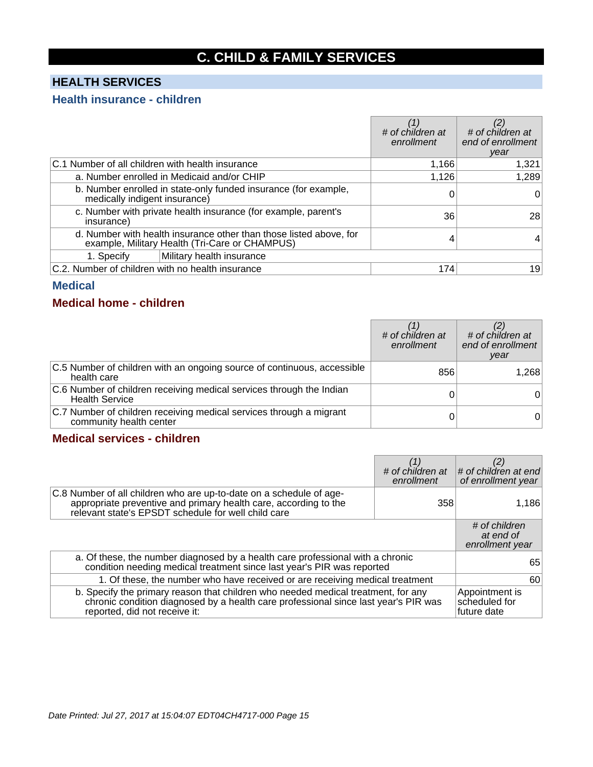# C. CHILD & FAMILY SERVICES

## HEALTH SERVICES

### Health insurance - children

| | (1) *# of children at enrollment* | (2) *# of children at end of enrollment year* |
|---|---|---|
| C.1 Number of all children with health insurance | 1,166 | 1,321 |
| a. Number enrolled in Medicaid and/or CHIP | 1,126 | 1,289 |
| b. Number enrolled in state-only funded insurance (for example, medically indigent insurance) | 0 | 0 |
| c. Number with private health insurance (for example, parent's insurance) | 36 | 28 |
| d. Number with health insurance other than those listed above, for example, Military Health (Tri-Care or CHAMPUS) | 4 | 4 |
| 1. Specify: Military health insurance | | |
| C.2. Number of children with no health insurance | 174 | 19 |

### Medical

#### Medical home - children

| | (1) *# of children at enrollment* | (2) *# of children at end of enrollment year* |
|---|---|---|
| C.5 Number of children with an ongoing source of continuous, accessible health care | 856 | 1,268 |
| C.6 Number of children receiving medical services through the Indian Health Service | 0 | 0 |
| C.7 Number of children receiving medical services through a migrant community health center | 0 | 0 |

#### Medical services - children

| | (1) *# of children at enrollment* | (2) *# of children at end of enrollment year* |
|---|---|---|
| C.8 Number of all children who are up-to-date on a schedule of age-appropriate preventive and primary health care, according to the relevant state's EPSDT schedule for well child care | 358 | 1,186 |

| | *# of children at end of enrollment year* |
|---|---|
| a. Of these, the number diagnosed by a health care professional with a chronic condition needing medical treatment since last year's PIR was reported | 65 |
| 1. Of these, the number who have received or are receiving medical treatment | 60 |
| b. Specify the primary reason that children who needed medical treatment, for any chronic condition diagnosed by a health care professional since last year's PIR was reported, did not receive it: | Appointment is scheduled for future date |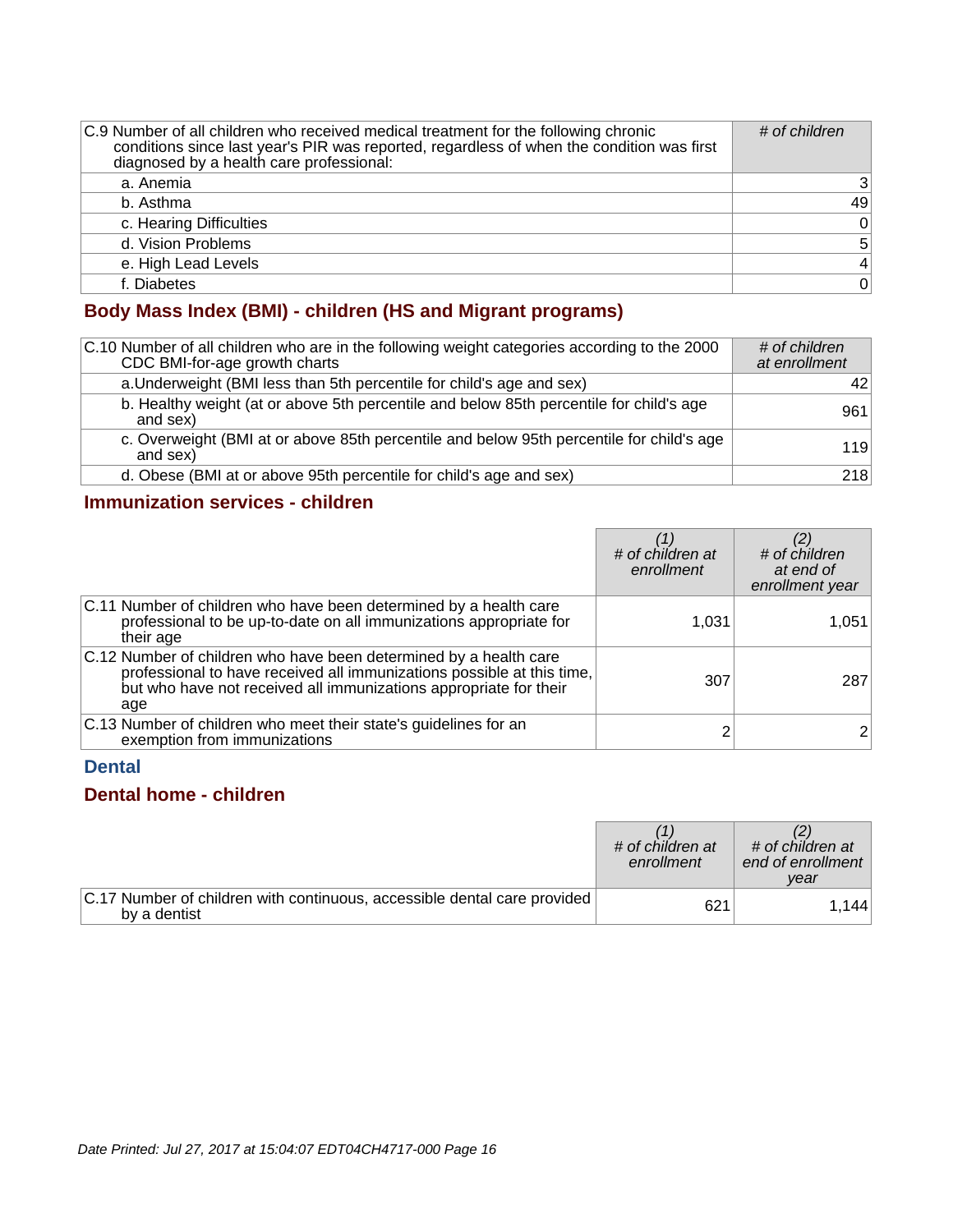| C.9 Number of all children who received medical treatment for the following chronic conditions since last year's PIR was reported, regardless of when the condition was first diagnosed by a health care professional: | # of children |
| --- | --- |
| a. Anemia | 3 |
| b. Asthma | 49 |
| c. Hearing Difficulties | 0 |
| d. Vision Problems | 5 |
| e. High Lead Levels | 4 |
| f. Diabetes | 0 |

## Body Mass Index (BMI) - children (HS and Migrant programs)

| C.10 Number of all children who are in the following weight categories according to the 2000 CDC BMI-for-age growth charts | # of children at enrollment |
| --- | --- |
| a.Underweight (BMI less than 5th percentile for child's age and sex) | 42 |
| b. Healthy weight (at or above 5th percentile and below 85th percentile for child's age and sex) | 961 |
| c. Overweight (BMI at or above 85th percentile and below 95th percentile for child's age and sex) | 119 |
| d. Obese (BMI at or above 95th percentile for child's age and sex) | 218 |

## Immunization services - children

| | (1) # of children at enrollment | (2) # of children at end of enrollment year |
| --- | --- | --- |
| C.11 Number of children who have been determined by a health care professional to be up-to-date on all immunizations appropriate for their age | 1,031 | 1,051 |
| C.12 Number of children who have been determined by a health care professional to have received all immunizations possible at this time, but who have not received all immunizations appropriate for their age | 307 | 287 |
| C.13 Number of children who meet their state's guidelines for an exemption from immunizations | 2 | 2 |

# Dental

## Dental home - children

| | (1) # of children at enrollment | (2) # of children at end of enrollment year |
| --- | --- | --- |
| C.17 Number of children with continuous, accessible dental care provided by a dentist | 621 | 1,144 |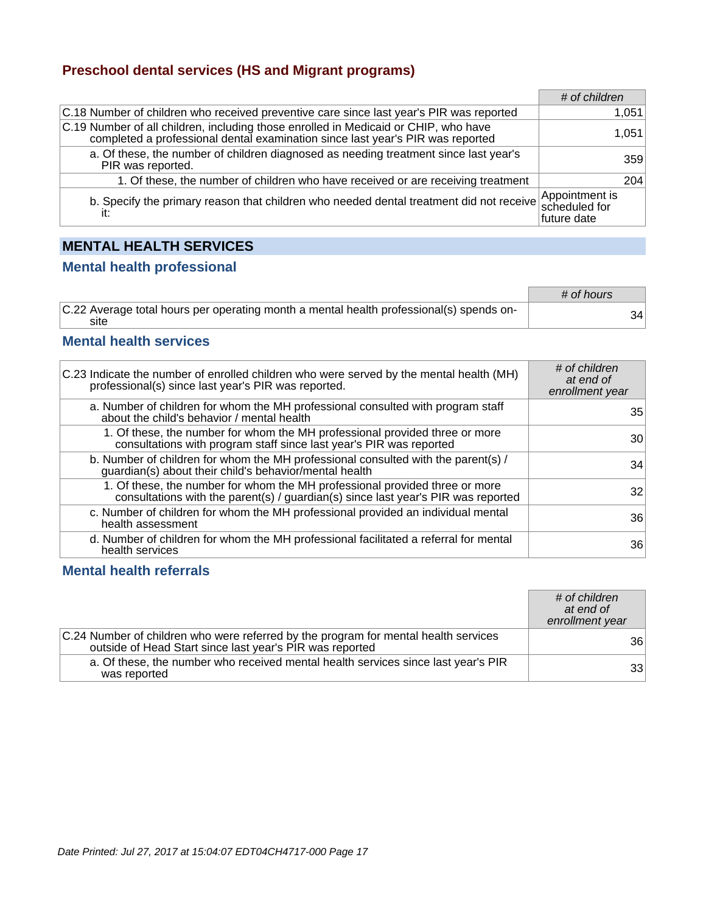## Preschool dental services (HS and Migrant programs)

| | # of children |
|---|---|
| C.18 Number of children who received preventive care since last year's PIR was reported | 1,051 |
| C.19 Number of all children, including those enrolled in Medicaid or CHIP, who have completed a professional dental examination since last year's PIR was reported | 1,051 |
| a. Of these, the number of children diagnosed as needing treatment since last year's PIR was reported. | 359 |
| 1. Of these, the number of children who have received or are receiving treatment | 204 |
| b. Specify the primary reason that children who needed dental treatment did not receive it: | Appointment is scheduled for future date |

## MENTAL HEALTH SERVICES

### Mental health professional

| | # of hours |
|---|---|
| C.22 Average total hours per operating month a mental health professional(s) spends on-site | 34 |

### Mental health services

| C.23 Indicate the number of enrolled children who were served by the mental health (MH) professional(s) since last year's PIR was reported. | # of children at end of enrollment year |
|---|---|
| a. Number of children for whom the MH professional consulted with program staff about the child's behavior / mental health | 35 |
| 1. Of these, the number for whom the MH professional provided three or more consultations with program staff since last year's PIR was reported | 30 |
| b. Number of children for whom the MH professional consulted with the parent(s) / guardian(s) about their child's behavior/mental health | 34 |
| 1. Of these, the number for whom the MH professional provided three or more consultations with the parent(s) / guardian(s) since last year's PIR was reported | 32 |
| c. Number of children for whom the MH professional provided an individual mental health assessment | 36 |
| d. Number of children for whom the MH professional facilitated a referral for mental health services | 36 |

### Mental health referrals

| | # of children at end of enrollment year |
|---|---|
| C.24 Number of children who were referred by the program for mental health services outside of Head Start since last year's PIR was reported | 36 |
| a. Of these, the number who received mental health services since last year's PIR was reported | 33 |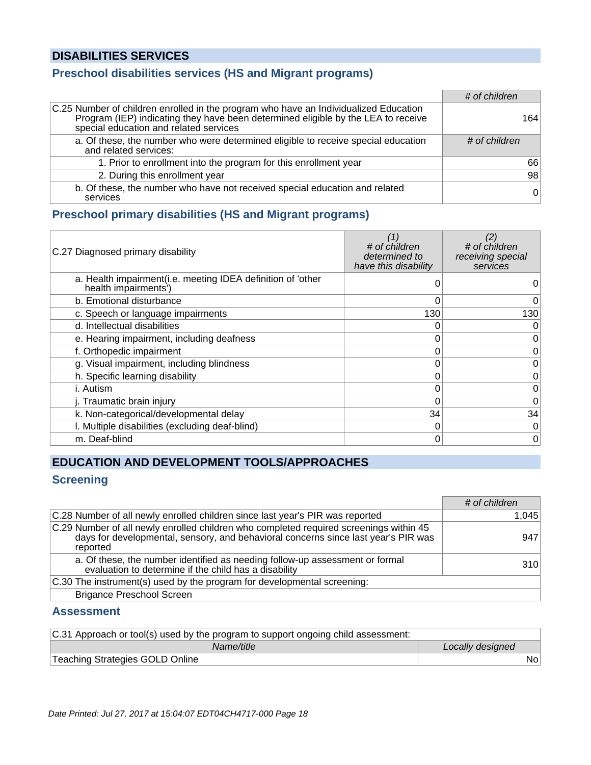# DISABILITIES SERVICES

## Preschool disabilities services (HS and Migrant programs)

| | # of children |
|---|---|
| C.25 Number of children enrolled in the program who have an Individualized Education Program (IEP) indicating they have been determined eligible by the LEA to receive special education and related services | 164 |
| a. Of these, the number who were determined eligible to receive special education and related services: | # of children |
| 1. Prior to enrollment into the program for this enrollment year | 66 |
| 2. During this enrollment year | 98 |
| b. Of these, the number who have not received special education and related services | 0 |

## Preschool primary disabilities (HS and Migrant programs)

| C.27 Diagnosed primary disability | (1) # of children determined to have this disability | (2) # of children receiving special services |
|---|---|---|
| a. Health impairment(i.e. meeting IDEA definition of 'other health impairments') | 0 | 0 |
| b. Emotional disturbance | 0 | 0 |
| c. Speech or language impairments | 130 | 130 |
| d. Intellectual disabilities | 0 | 0 |
| e. Hearing impairment, including deafness | 0 | 0 |
| f. Orthopedic impairment | 0 | 0 |
| g. Visual impairment, including blindness | 0 | 0 |
| h. Specific learning disability | 0 | 0 |
| i. Autism | 0 | 0 |
| j. Traumatic brain injury | 0 | 0 |
| k. Non-categorical/developmental delay | 34 | 34 |
| l. Multiple disabilities (excluding deaf-blind) | 0 | 0 |
| m. Deaf-blind | 0 | 0 |

# EDUCATION AND DEVELOPMENT TOOLS/APPROACHES

## Screening

| | # of children |
|---|---|
| C.28 Number of all newly enrolled children since last year's PIR was reported | 1,045 |
| C.29 Number of all newly enrolled children who completed required screenings within 45 days for developmental, sensory, and behavioral concerns since last year's PIR was reported | 947 |
| a. Of these, the number identified as needing follow-up assessment or formal evaluation to determine if the child has a disability | 310 |

C.30 The instrument(s) used by the program for developmental screening:

Brigance Preschool Screen

## Assessment

C.31 Approach or tool(s) used by the program to support ongoing child assessment:

| Name/title | Locally designed |
|---|---|
| Teaching Strategies GOLD Online | No |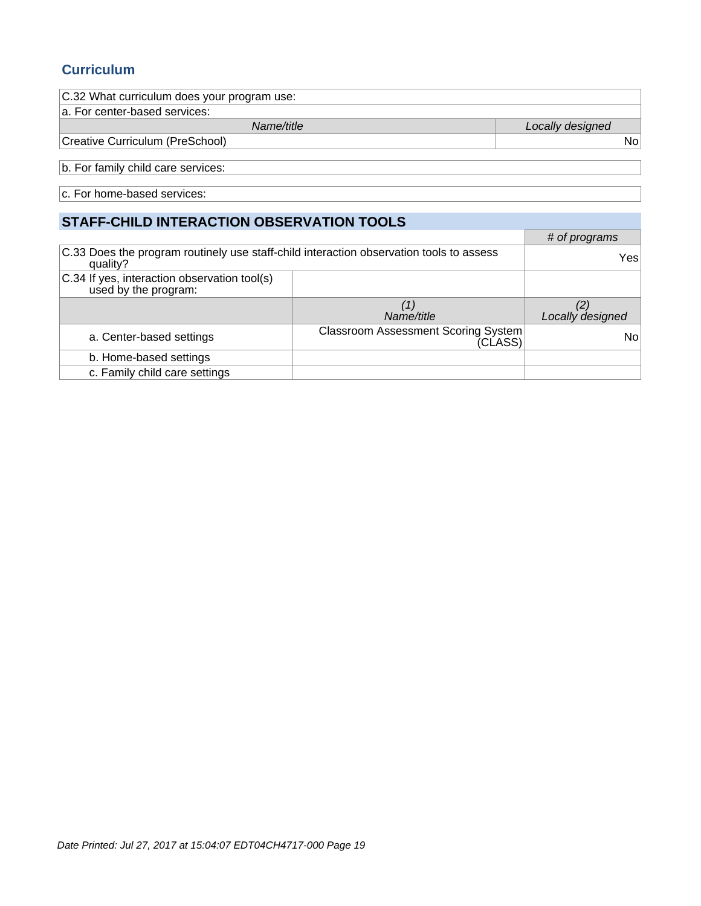## Curriculum

| C.32 What curriculum does your program use: | |
|---|---|
| a. For center-based services: | |
| *Name/title* | *Locally designed* |
| Creative Curriculum (PreSchool) | No |

| b. For family child care services: |
|---|

| c. For home-based services: |
|---|

## STAFF-CHILD INTERACTION OBSERVATION TOOLS

| | | *# of programs* |
|---|---|---|
| C.33 Does the program routinely use staff-child interaction observation tools to assess quality? | | Yes |
| C.34 If yes, interaction observation tool(s) used by the program: | | |
| | *(1) Name/title* | *(2) Locally designed* |
| a. Center-based settings | Classroom Assessment Scoring System (CLASS) | No |
| b. Home-based settings | | |
| c. Family child care settings | | |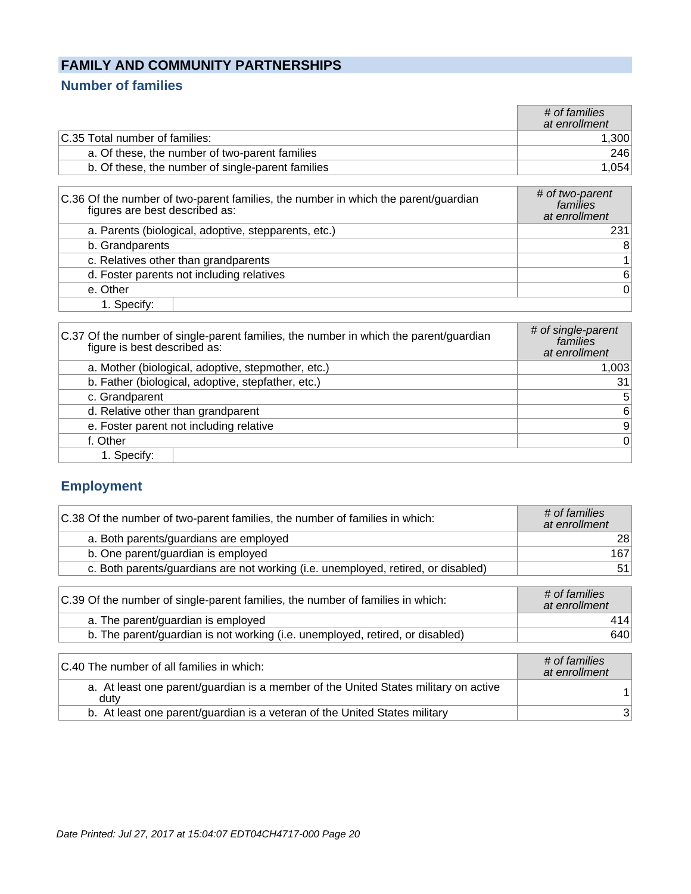## FAMILY AND COMMUNITY PARTNERSHIPS

### Number of families

| | *# of families at enrollment* |
|---|---|
| C.35 Total number of families: | 1,300 |
| a. Of these, the number of two-parent families | 246 |
| b. Of these, the number of single-parent families | 1,054 |

| C.36 Of the number of two-parent families, the number in which the parent/guardian figures are best described as: | *# of two-parent families at enrollment* |
|---|---|
| a. Parents (biological, adoptive, stepparents, etc.) | 231 |
| b. Grandparents | 8 |
| c. Relatives other than grandparents | 1 |
| d. Foster parents not including relatives | 6 |
| e. Other | 0 |
| 1. Specify: | |

| C.37 Of the number of single-parent families, the number in which the parent/guardian figure is best described as: | *# of single-parent families at enrollment* |
|---|---|
| a. Mother (biological, adoptive, stepmother, etc.) | 1,003 |
| b. Father (biological, adoptive, stepfather, etc.) | 31 |
| c. Grandparent | 5 |
| d. Relative other than grandparent | 6 |
| e. Foster parent not including relative | 9 |
| f. Other | 0 |
| 1. Specify: | |

### Employment

| C.38 Of the number of two-parent families, the number of families in which: | *# of families at enrollment* |
|---|---|
| a. Both parents/guardians are employed | 28 |
| b. One parent/guardian is employed | 167 |
| c. Both parents/guardians are not working (i.e. unemployed, retired, or disabled) | 51 |

| C.39 Of the number of single-parent families, the number of families in which: | *# of families at enrollment* |
|---|---|
| a. The parent/guardian is employed | 414 |
| b. The parent/guardian is not working (i.e. unemployed, retired, or disabled) | 640 |

| C.40 The number of all families in which: | *# of families at enrollment* |
|---|---|
| a. At least one parent/guardian is a member of the United States military on active duty | 1 |
| b. At least one parent/guardian is a veteran of the United States military | 3 |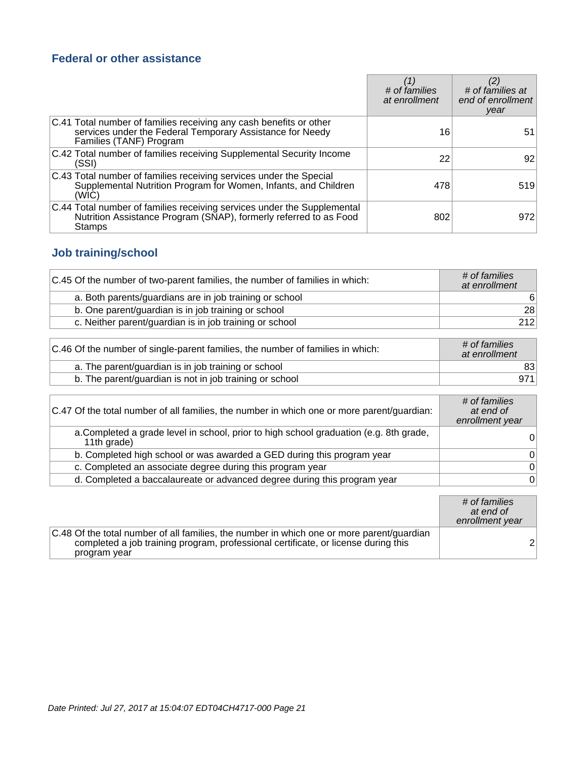## Federal or other assistance

| | (1) # of families at enrollment | (2) # of families at end of enrollment year |
|---|---|---|
| C.41 Total number of families receiving any cash benefits or other services under the Federal Temporary Assistance for Needy Families (TANF) Program | 16 | 51 |
| C.42 Total number of families receiving Supplemental Security Income (SSI) | 22 | 92 |
| C.43 Total number of families receiving services under the Special Supplemental Nutrition Program for Women, Infants, and Children (WIC) | 478 | 519 |
| C.44 Total number of families receiving services under the Supplemental Nutrition Assistance Program (SNAP), formerly referred to as Food Stamps | 802 | 972 |

## Job training/school

| C.45 Of the number of two-parent families, the number of families in which: | # of families at enrollment |
|---|---|
| a. Both parents/guardians are in job training or school | 6 |
| b. One parent/guardian is in job training or school | 28 |
| c. Neither parent/guardian is in job training or school | 212 |

| C.46 Of the number of single-parent families, the number of families in which: | # of families at enrollment |
|---|---|
| a. The parent/guardian is in job training or school | 83 |
| b. The parent/guardian is not in job training or school | 971 |

| C.47 Of the total number of all families, the number in which one or more parent/guardian: | # of families at end of enrollment year |
|---|---|
| a.Completed a grade level in school, prior to high school graduation (e.g. 8th grade, 11th grade) | 0 |
| b. Completed high school or was awarded a GED during this program year | 0 |
| c. Completed an associate degree during this program year | 0 |
| d. Completed a baccalaureate or advanced degree during this program year | 0 |

| | # of families at end of enrollment year |
|---|---|
| C.48 Of the total number of all families, the number in which one or more parent/guardian completed a job training program, professional certificate, or license during this program year | 2 |

*Date Printed: Jul 27, 2017 at 15:04:07 EDT04CH4717-000 Page 21*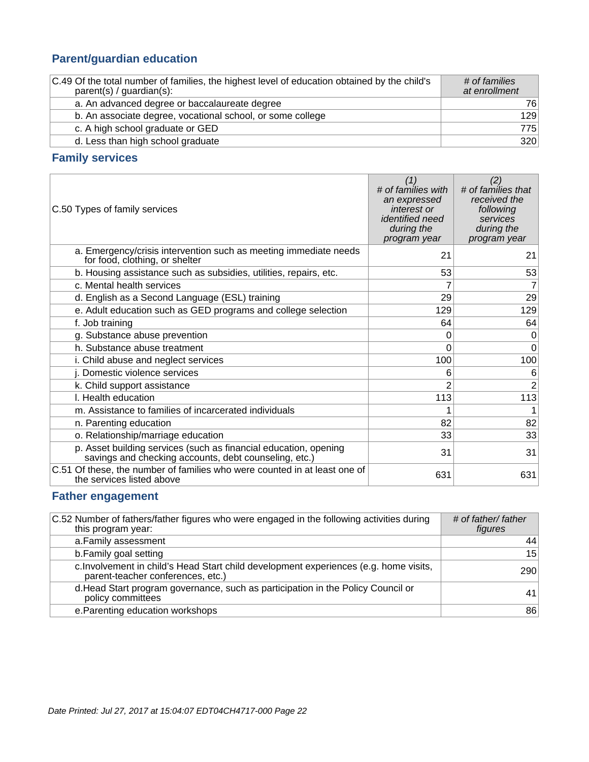## Parent/guardian education

| C.49 Of the total number of families, the highest level of education obtained by the child's parent(s) / guardian(s): | *# of families at enrollment* |
|---|---|
| a. An advanced degree or baccalaureate degree | 76 |
| b. An associate degree, vocational school, or some college | 129 |
| c. A high school graduate or GED | 775 |
| d. Less than high school graduate | 320 |

## Family services

| C.50 Types of family services | *(1) # of families with an expressed interest or identified need during the program year* | *(2) # of families that received the following services during the program year* |
|---|---|---|
| a. Emergency/crisis intervention such as meeting immediate needs for food, clothing, or shelter | 21 | 21 |
| b. Housing assistance such as subsidies, utilities, repairs, etc. | 53 | 53 |
| c. Mental health services | 7 | 7 |
| d. English as a Second Language (ESL) training | 29 | 29 |
| e. Adult education such as GED programs and college selection | 129 | 129 |
| f. Job training | 64 | 64 |
| g. Substance abuse prevention | 0 | 0 |
| h. Substance abuse treatment | 0 | 0 |
| i. Child abuse and neglect services | 100 | 100 |
| j. Domestic violence services | 6 | 6 |
| k. Child support assistance | 2 | 2 |
| l. Health education | 113 | 113 |
| m. Assistance to families of incarcerated individuals | 1 | 1 |
| n. Parenting education | 82 | 82 |
| o. Relationship/marriage education | 33 | 33 |
| p. Asset building services (such as financial education, opening savings and checking accounts, debt counseling, etc.) | 31 | 31 |
| C.51 Of these, the number of families who were counted in at least one of the services listed above | 631 | 631 |

## Father engagement

| C.52 Number of fathers/father figures who were engaged in the following activities during this program year: | *# of father/ father figures* |
|---|---|
| a.Family assessment | 44 |
| b.Family goal setting | 15 |
| c.Involvement in child's Head Start child development experiences (e.g. home visits, parent-teacher conferences, etc.) | 290 |
| d.Head Start program governance, such as participation in the Policy Council or policy committees | 41 |
| e.Parenting education workshops | 86 |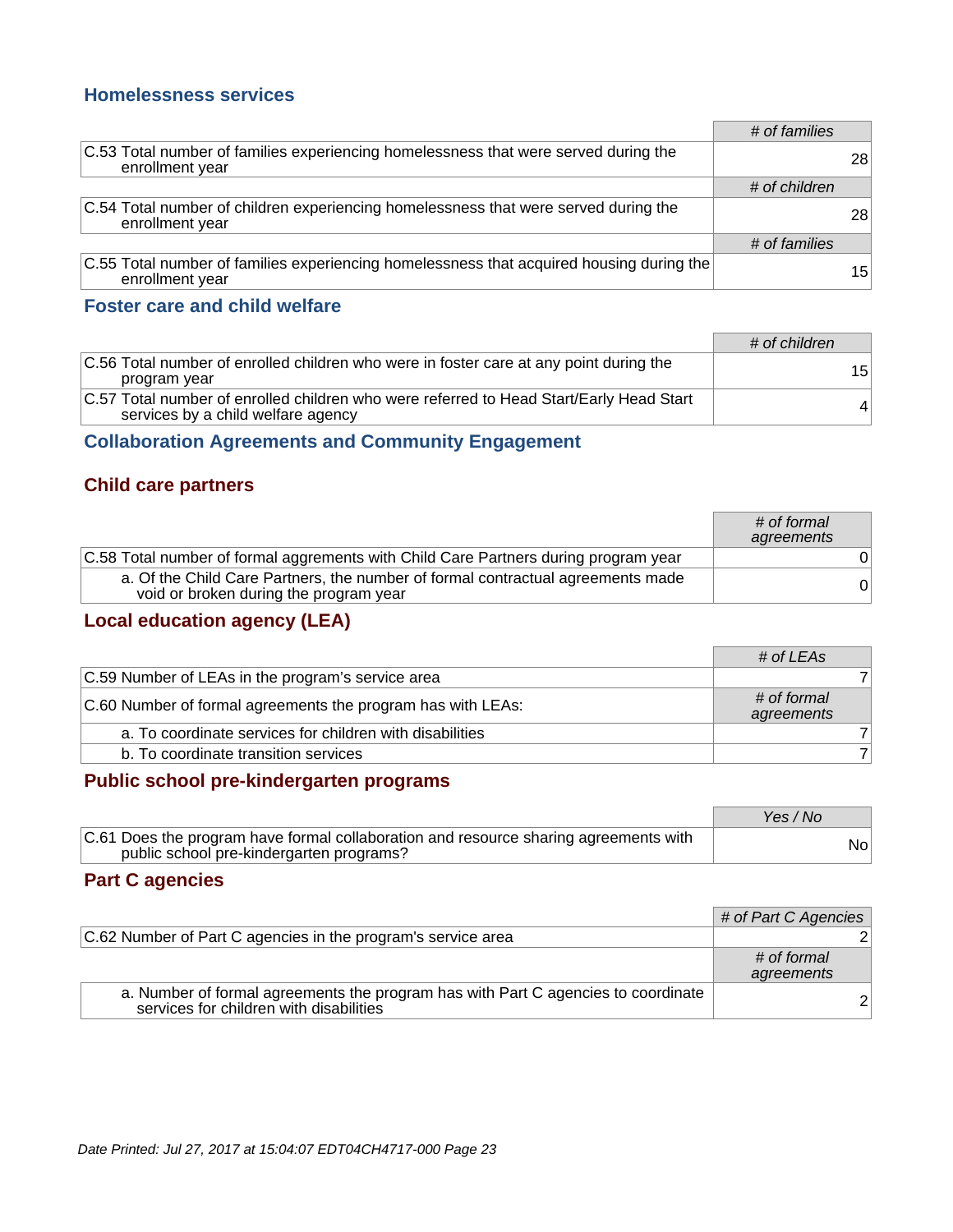## Homelessness services

| | # of families |
|---|---|
| C.53 Total number of families experiencing homelessness that were served during the enrollment year | 28 |
| | **# of children** |
| C.54 Total number of children experiencing homelessness that were served during the enrollment year | 28 |
| | **# of families** |
| C.55 Total number of families experiencing homelessness that acquired housing during the enrollment year | 15 |

## Foster care and child welfare

| | # of children |
|---|---|
| C.56 Total number of enrolled children who were in foster care at any point during the program year | 15 |
| C.57 Total number of enrolled children who were referred to Head Start/Early Head Start services by a child welfare agency | 4 |

## Collaboration Agreements and Community Engagement

### Child care partners

| | # of formal agreements |
|---|---|
| C.58 Total number of formal aggrements with Child Care Partners during program year | 0 |
| a. Of the Child Care Partners, the number of formal contractual agreements made void or broken during the program year | 0 |

### Local education agency (LEA)

| | # of LEAs |
|---|---|
| C.59 Number of LEAs in the program's service area | 7 |
| C.60 Number of formal agreements the program has with LEAs: | **# of formal agreements** |
| a. To coordinate services for children with disabilities | 7 |
| b. To coordinate transition services | 7 |

### Public school pre-kindergarten programs

| | Yes / No |
|---|---|
| C.61 Does the program have formal collaboration and resource sharing agreements with public school pre-kindergarten programs? | No |

### Part C agencies

| | # of Part C Agencies |
|---|---|
| C.62 Number of Part C agencies in the program's service area | 2 |
| | **# of formal agreements** |
| a. Number of formal agreements the program has with Part C agencies to coordinate services for children with disabilities | 2 |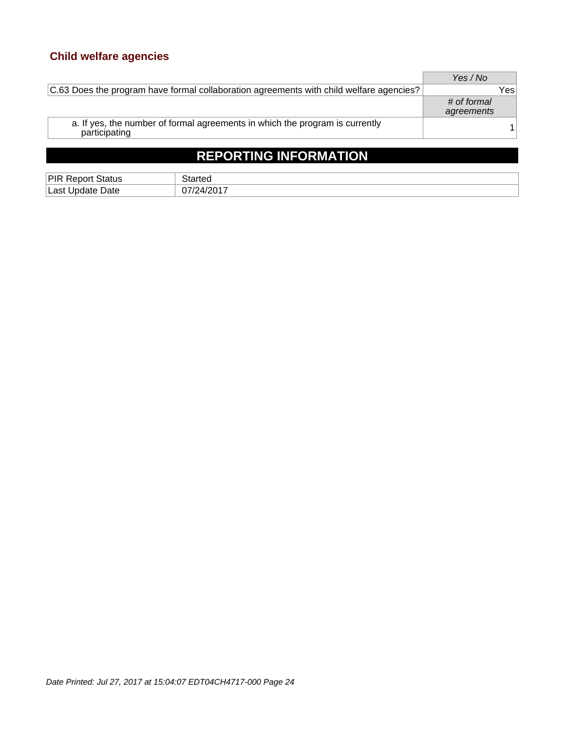### Child welfare agencies

| | Yes / No |
|---|---|
| C.63 Does the program have formal collaboration agreements with child welfare agencies? | Yes |
| | # of formal agreements |
| a. If yes, the number of formal agreements in which the program is currently participating | 1 |

## REPORTING INFORMATION

| | |
|---|---|
| PIR Report Status | Started |
| Last Update Date | 07/24/2017 |

*Date Printed: Jul 27, 2017 at 15:04:07 EDT04CH4717-000*